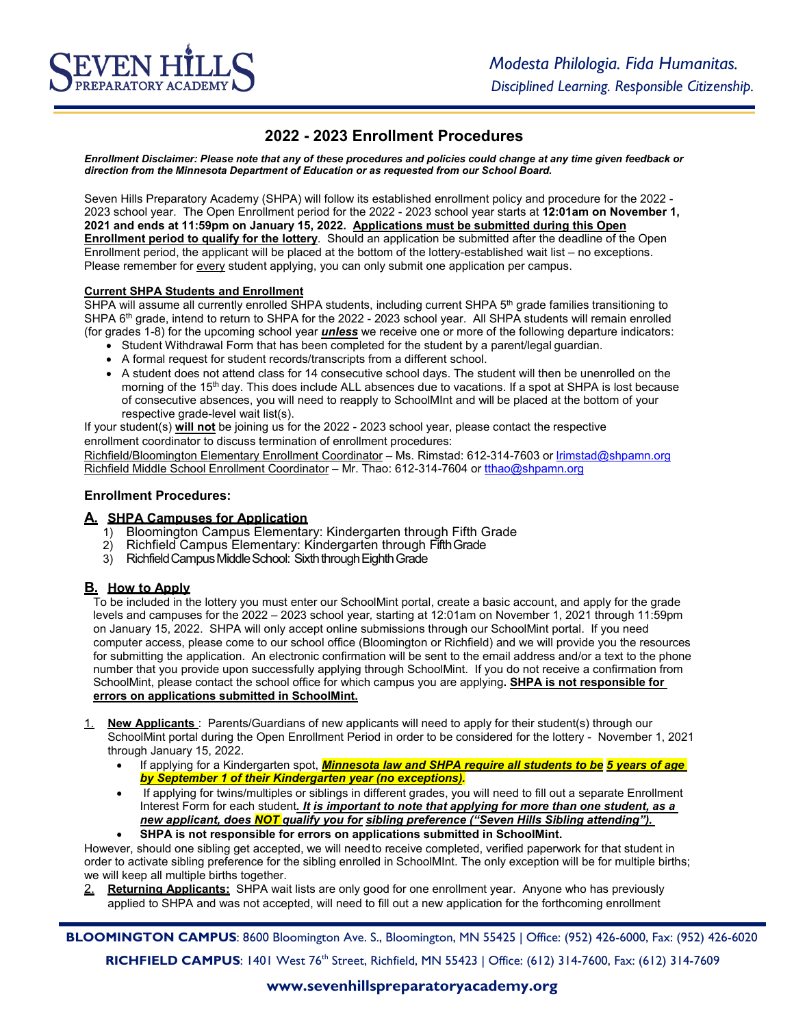Seven Hills Preparatory Academy

*Modesta Philologia. Fida Humanitas.*
*Disciplined Learning. Responsible Citizenship.*

# 2022 - 2023 Enrollment Procedures

***Enrollment Disclaimer: Please note that any of these procedures and policies could change at any time given feedback or direction from the Minnesota Department of Education or as requested from our School Board.***

Seven Hills Preparatory Academy (SHPA) will follow its established enrollment policy and procedure for the 2022 - 2023 school year. The Open Enrollment period for the 2022 - 2023 school year starts at **12:01am on November 1, 2021 and ends at 11:59pm on January 15, 2022.** **Applications must be submitted during this Open Enrollment period to qualify for the lottery**. Should an application be submitted after the deadline of the Open Enrollment period, the applicant will be placed at the bottom of the lottery-established wait list – no exceptions. Please remember for every student applying, you can only submit one application per campus.

**Current SHPA Students and Enrollment**

SHPA will assume all currently enrolled SHPA students, including current SHPA 5th grade families transitioning to SHPA 6th grade, intend to return to SHPA for the 2022 - 2023 school year. All SHPA students will remain enrolled (for grades 1-8) for the upcoming school year ***unless*** we receive one or more of the following departure indicators:

- Student Withdrawal Form that has been completed for the student by a parent/legal guardian.
- A formal request for student records/transcripts from a different school.
- A student does not attend class for 14 consecutive school days. The student will then be unenrolled on the morning of the 15th day. This does include ALL absences due to vacations. If a spot at SHPA is lost because of consecutive absences, you will need to reapply to SchoolMInt and will be placed at the bottom of your respective grade-level wait list(s).

If your student(s) **will not** be joining us for the 2022 - 2023 school year, please contact the respective enrollment coordinator to discuss termination of enrollment procedures:

Richfield/Bloomington Elementary Enrollment Coordinator – Ms. Rimstad: 612-314-7603 or lrimstad@shpamn.org
Richfield Middle School Enrollment Coordinator – Mr. Thao: 612-314-7604 or tthao@shpamn.org

## Enrollment Procedures:

### A. SHPA Campuses for Application

1) Bloomington Campus Elementary: Kindergarten through Fifth Grade
2) Richfield Campus Elementary: Kindergarten through Fifth Grade
3) Richfield Campus Middle School: Sixth through Eighth Grade

### B. How to Apply

To be included in the lottery you must enter our SchoolMint portal, create a basic account, and apply for the grade levels and campuses for the 2022 – 2023 school year*,* starting at 12:01am on November 1, 2021 through 11:59pm on January 15, 2022. SHPA will only accept online submissions through our SchoolMint portal. If you need computer access, please come to our school office (Bloomington or Richfield) and we will provide you the resources for submitting the application. An electronic confirmation will be sent to the email address and/or a text to the phone number that you provide upon successfully applying through SchoolMint. If you do not receive a confirmation from SchoolMint, please contact the school office for which campus you are applying**. SHPA is not responsible for errors on applications submitted in SchoolMint.**

1. **New Applicants** : Parents/Guardians of new applicants will need to apply for their student(s) through our SchoolMint portal during the Open Enrollment Period in order to be considered for the lottery - November 1, 2021 through January 15, 2022.
   - If applying for a Kindergarten spot, ***Minnesota law and SHPA require all students to be 5 years of age by September 1 of their Kindergarten year (no exceptions).***
   - If applying for twins/multiples or siblings in different grades, you will need to fill out a separate Enrollment Interest Form for each student***. It is important to note that applying for more than one student, as a new applicant, does NOT qualify you for sibling preference ("Seven Hills Sibling attending").***
   - **SHPA is not responsible for errors on applications submitted in SchoolMint.**

However, should one sibling get accepted, we will need to receive completed, verified paperwork for that student in order to activate sibling preference for the sibling enrolled in SchoolMInt. The only exception will be for multiple births; we will keep all multiple births together.

2. **Returning Applicants:** SHPA wait lists are only good for one enrollment year. Anyone who has previously applied to SHPA and was not accepted, will need to fill out a new application for the forthcoming enrollment

**BLOOMINGTON CAMPUS**: 8600 Bloomington Ave. S., Bloomington, MN 55425 | Office: (952) 426-6000, Fax: (952) 426-6020
**RICHFIELD CAMPUS**: 1401 West 76th Street, Richfield, MN 55423 | Office: (612) 314-7600, Fax: (612) 314-7609
**www.sevenhillspreparatoryacademy.org**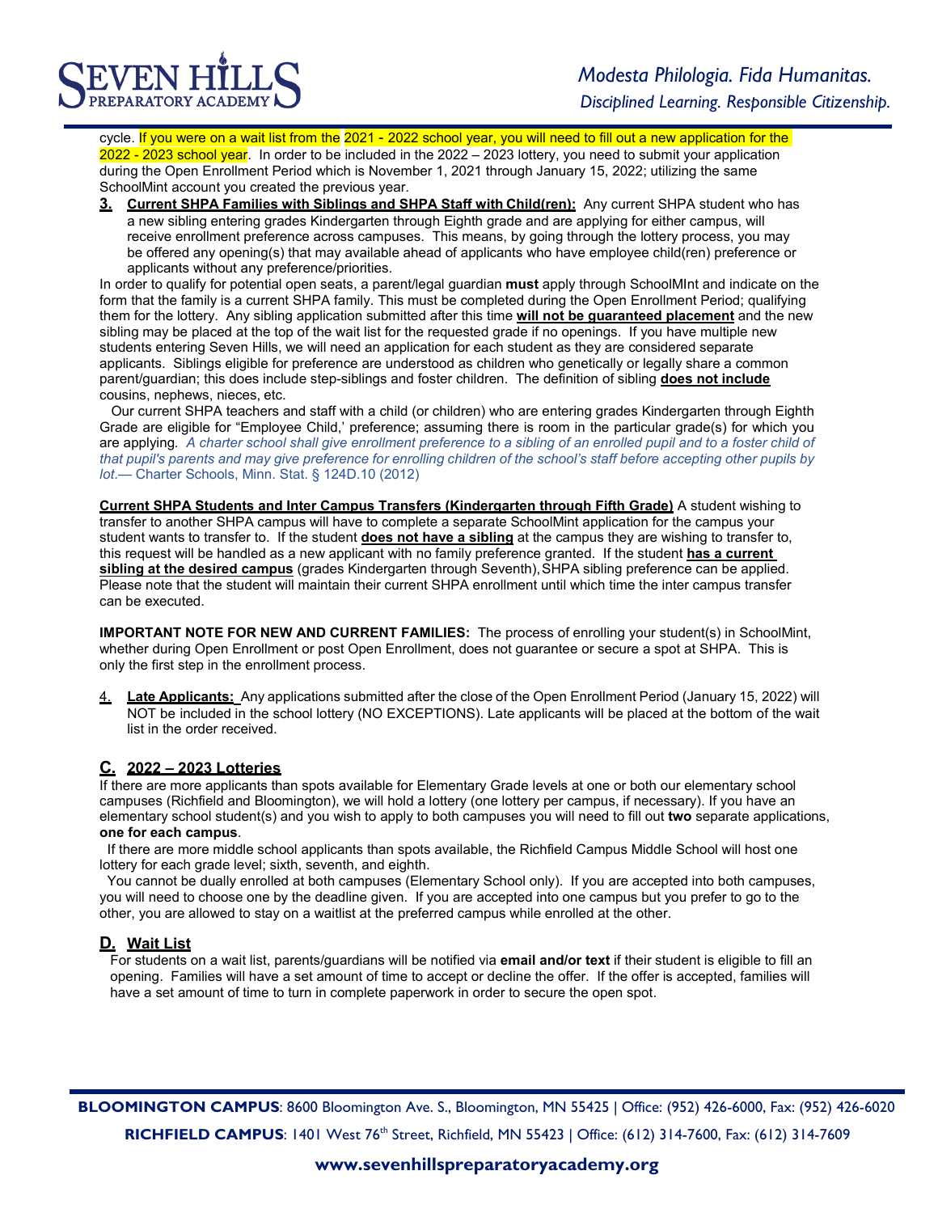cycle. If you were on a wait list from the 2021 - 2022 school year, you will need to fill out a new application for the 2022 - 2023 school year. In order to be included in the 2022 – 2023 lottery, you need to submit your application during the Open Enrollment Period which is November 1, 2021 through January 15, 2022; utilizing the same SchoolMint account you created the previous year.

3. **Current SHPA Families with Siblings and SHPA Staff with Child(ren):** Any current SHPA student who has a new sibling entering grades Kindergarten through Eighth grade and are applying for either campus, will receive enrollment preference across campuses. This means, by going through the lottery process, you may be offered any opening(s) that may available ahead of applicants who have employee child(ren) preference or applicants without any preference/priorities.

In order to qualify for potential open seats, a parent/legal guardian **must** apply through SchoolMInt and indicate on the form that the family is a current SHPA family. This must be completed during the Open Enrollment Period; qualifying them for the lottery. Any sibling application submitted after this time **will not be guaranteed placement** and the new sibling may be placed at the top of the wait list for the requested grade if no openings. If you have multiple new students entering Seven Hills, we will need an application for each student as they are considered separate applicants. Siblings eligible for preference are understood as children who genetically or legally share a common parent/guardian; this does include step-siblings and foster children. The definition of sibling **does not include** cousins, nephews, nieces, etc.

Our current SHPA teachers and staff with a child (or children) who are entering grades Kindergarten through Eighth Grade are eligible for "Employee Child,' preference; assuming there is room in the particular grade(s) for which you are applying. *A charter school shall give enrollment preference to a sibling of an enrolled pupil and to a foster child of that pupil's parents and may give preference for enrolling children of the school's staff before accepting other pupils by lot.*— Charter Schools, Minn. Stat. § 124D.10 (2012)

**Current SHPA Students and Inter Campus Transfers (Kindergarten through Fifth Grade)** A student wishing to transfer to another SHPA campus will have to complete a separate SchoolMint application for the campus your student wants to transfer to. If the student **does not have a sibling** at the campus they are wishing to transfer to, this request will be handled as a new applicant with no family preference granted. If the student **has a current sibling at the desired campus** (grades Kindergarten through Seventh), SHPA sibling preference can be applied. Please note that the student will maintain their current SHPA enrollment until which time the inter campus transfer can be executed.

**IMPORTANT NOTE FOR NEW AND CURRENT FAMILIES:** The process of enrolling your student(s) in SchoolMint, whether during Open Enrollment or post Open Enrollment, does not guarantee or secure a spot at SHPA. This is only the first step in the enrollment process.

4. **Late Applicants:** Any applications submitted after the close of the Open Enrollment Period (January 15, 2022) will NOT be included in the school lottery (NO EXCEPTIONS). Late applicants will be placed at the bottom of the wait list in the order received.

## C. 2022 – 2023 Lotteries

If there are more applicants than spots available for Elementary Grade levels at one or both our elementary school campuses (Richfield and Bloomington), we will hold a lottery (one lottery per campus, if necessary). If you have an elementary school student(s) and you wish to apply to both campuses you will need to fill out **two** separate applications, **one for each campus**.

If there are more middle school applicants than spots available, the Richfield Campus Middle School will host one lottery for each grade level; sixth, seventh, and eighth.

You cannot be dually enrolled at both campuses (Elementary School only). If you are accepted into both campuses, you will need to choose one by the deadline given. If you are accepted into one campus but you prefer to go to the other, you are allowed to stay on a waitlist at the preferred campus while enrolled at the other.

## D. Wait List

For students on a wait list, parents/guardians will be notified via **email and/or text** if their student is eligible to fill an opening. Families will have a set amount of time to accept or decline the offer. If the offer is accepted, families will have a set amount of time to turn in complete paperwork in order to secure the open spot.